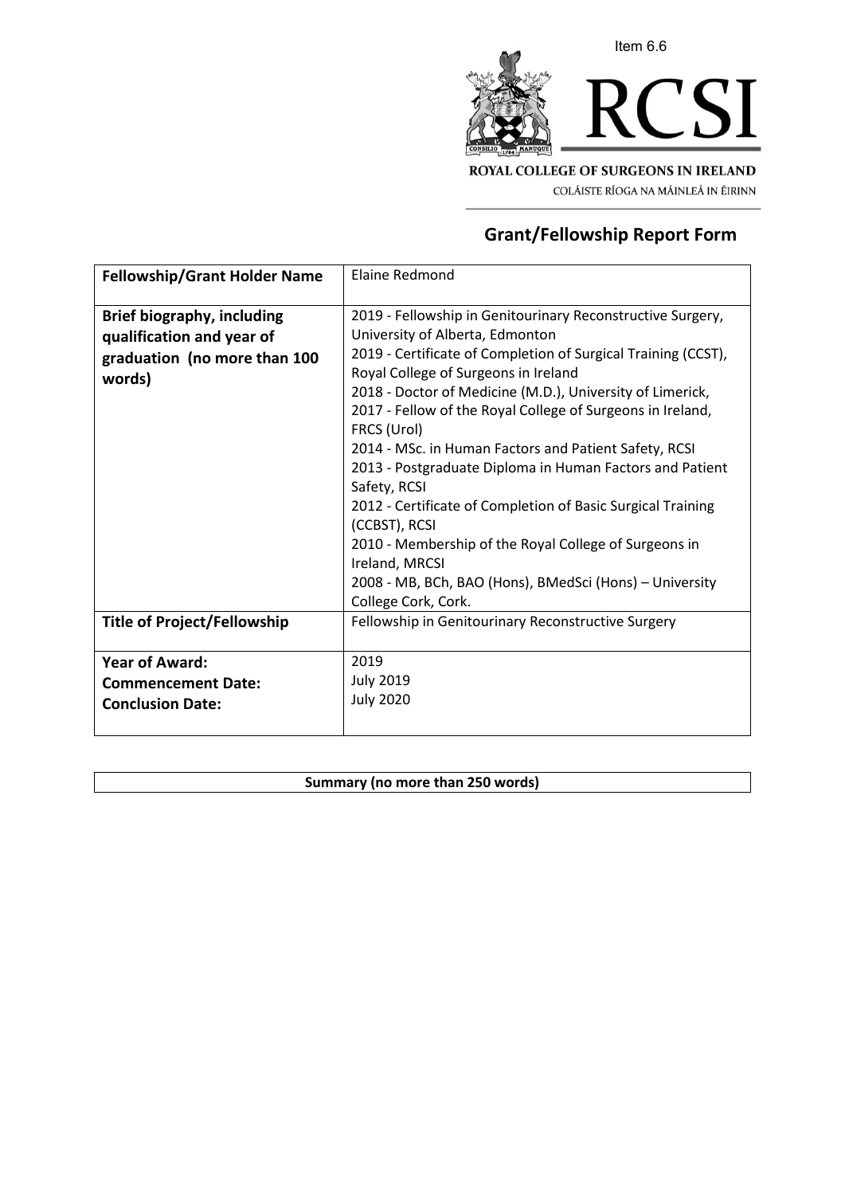Item 6.6

**ROYAL COLLEGE OF SURGEONS IN IRELAND**

COLÁISTE RÍOGA NA MÁINLEÁ IN ÉIRINN

# Grant/Fellowship Report Form

| **Fellowship/Grant Holder Name** | Elaine Redmond |
|---|---|
| **Brief biography, including qualification and year of graduation (no more than 100 words)** | 2019 - Fellowship in Genitourinary Reconstructive Surgery, University of Alberta, Edmonton<br>2019 - Certificate of Completion of Surgical Training (CCST), Royal College of Surgeons in Ireland<br>2018 - Doctor of Medicine (M.D.), University of Limerick,<br>2017 - Fellow of the Royal College of Surgeons in Ireland, FRCS (Urol)<br>2014 - MSc. in Human Factors and Patient Safety, RCSI<br>2013 - Postgraduate Diploma in Human Factors and Patient Safety, RCSI<br>2012 - Certificate of Completion of Basic Surgical Training (CCBST), RCSI<br>2010 - Membership of the Royal College of Surgeons in Ireland, MRCSI<br>2008 - MB, BCh, BAO (Hons), BMedSci (Hons) – University College Cork, Cork. |
| **Title of Project/Fellowship** | Fellowship in Genitourinary Reconstructive Surgery |
| **Year of Award:**<br>**Commencement Date:**<br>**Conclusion Date:** | 2019<br>July 2019<br>July 2020 |

| **Summary (no more than 250 words)** |
|---|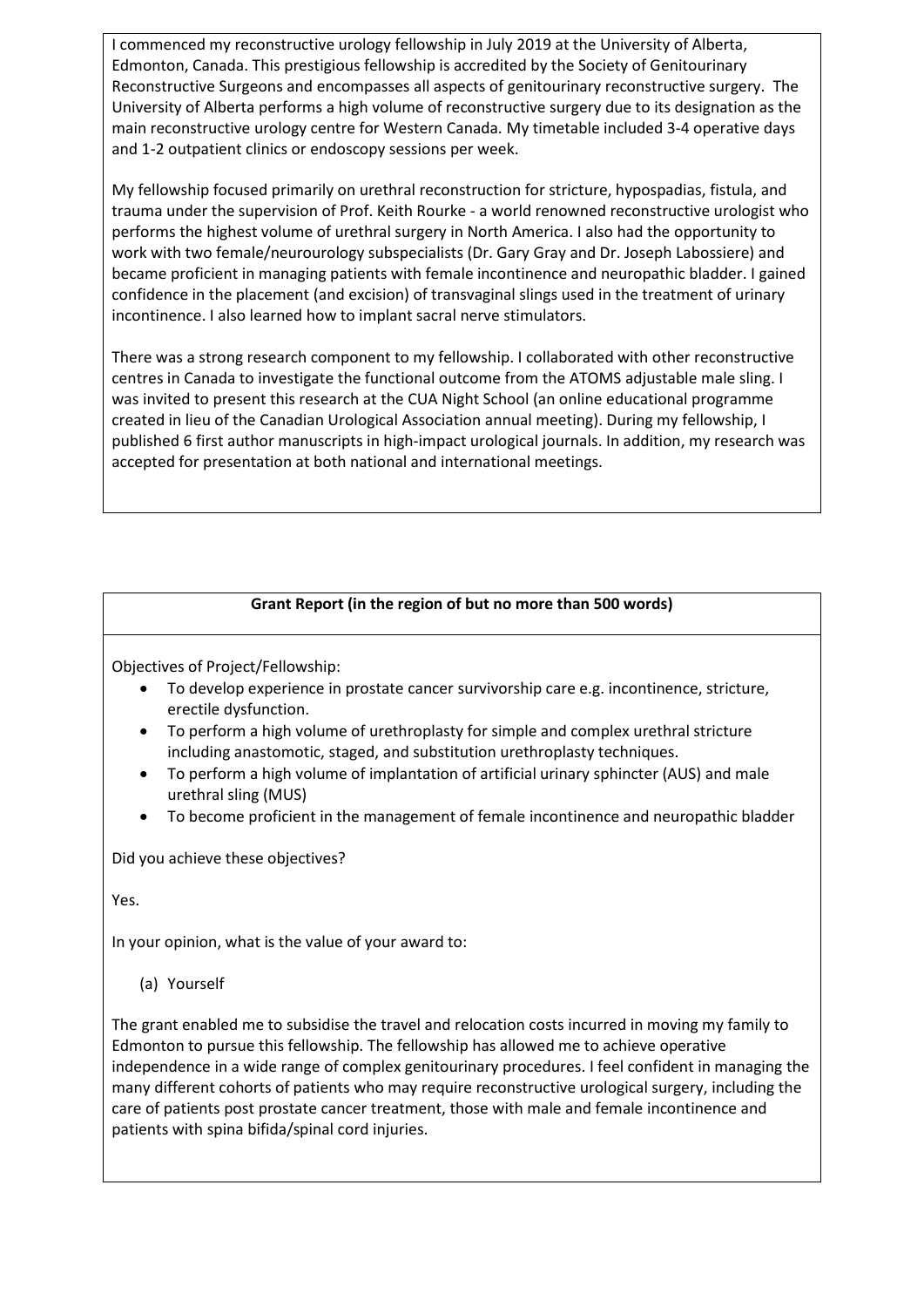I commenced my reconstructive urology fellowship in July 2019 at the University of Alberta, Edmonton, Canada. This prestigious fellowship is accredited by the Society of Genitourinary Reconstructive Surgeons and encompasses all aspects of genitourinary reconstructive surgery. The University of Alberta performs a high volume of reconstructive surgery due to its designation as the main reconstructive urology centre for Western Canada. My timetable included 3-4 operative days and 1-2 outpatient clinics or endoscopy sessions per week.

My fellowship focused primarily on urethral reconstruction for stricture, hypospadias, fistula, and trauma under the supervision of Prof. Keith Rourke - a world renowned reconstructive urologist who performs the highest volume of urethral surgery in North America. I also had the opportunity to work with two female/neurourology subspecialists (Dr. Gary Gray and Dr. Joseph Labossiere) and became proficient in managing patients with female incontinence and neuropathic bladder. I gained confidence in the placement (and excision) of transvaginal slings used in the treatment of urinary incontinence. I also learned how to implant sacral nerve stimulators.

There was a strong research component to my fellowship. I collaborated with other reconstructive centres in Canada to investigate the functional outcome from the ATOMS adjustable male sling. I was invited to present this research at the CUA Night School (an online educational programme created in lieu of the Canadian Urological Association annual meeting). During my fellowship, I published 6 first author manuscripts in high-impact urological journals. In addition, my research was accepted for presentation at both national and international meetings.

**Grant Report (in the region of but no more than 500 words)**

Objectives of Project/Fellowship:

- To develop experience in prostate cancer survivorship care e.g. incontinence, stricture, erectile dysfunction.
- To perform a high volume of urethroplasty for simple and complex urethral stricture including anastomotic, staged, and substitution urethroplasty techniques.
- To perform a high volume of implantation of artificial urinary sphincter (AUS) and male urethral sling (MUS)
- To become proficient in the management of female incontinence and neuropathic bladder

Did you achieve these objectives?

Yes.

In your opinion, what is the value of your award to:

(a) Yourself

The grant enabled me to subsidise the travel and relocation costs incurred in moving my family to Edmonton to pursue this fellowship. The fellowship has allowed me to achieve operative independence in a wide range of complex genitourinary procedures. I feel confident in managing the many different cohorts of patients who may require reconstructive urological surgery, including the care of patients post prostate cancer treatment, those with male and female incontinence and patients with spina bifida/spinal cord injuries.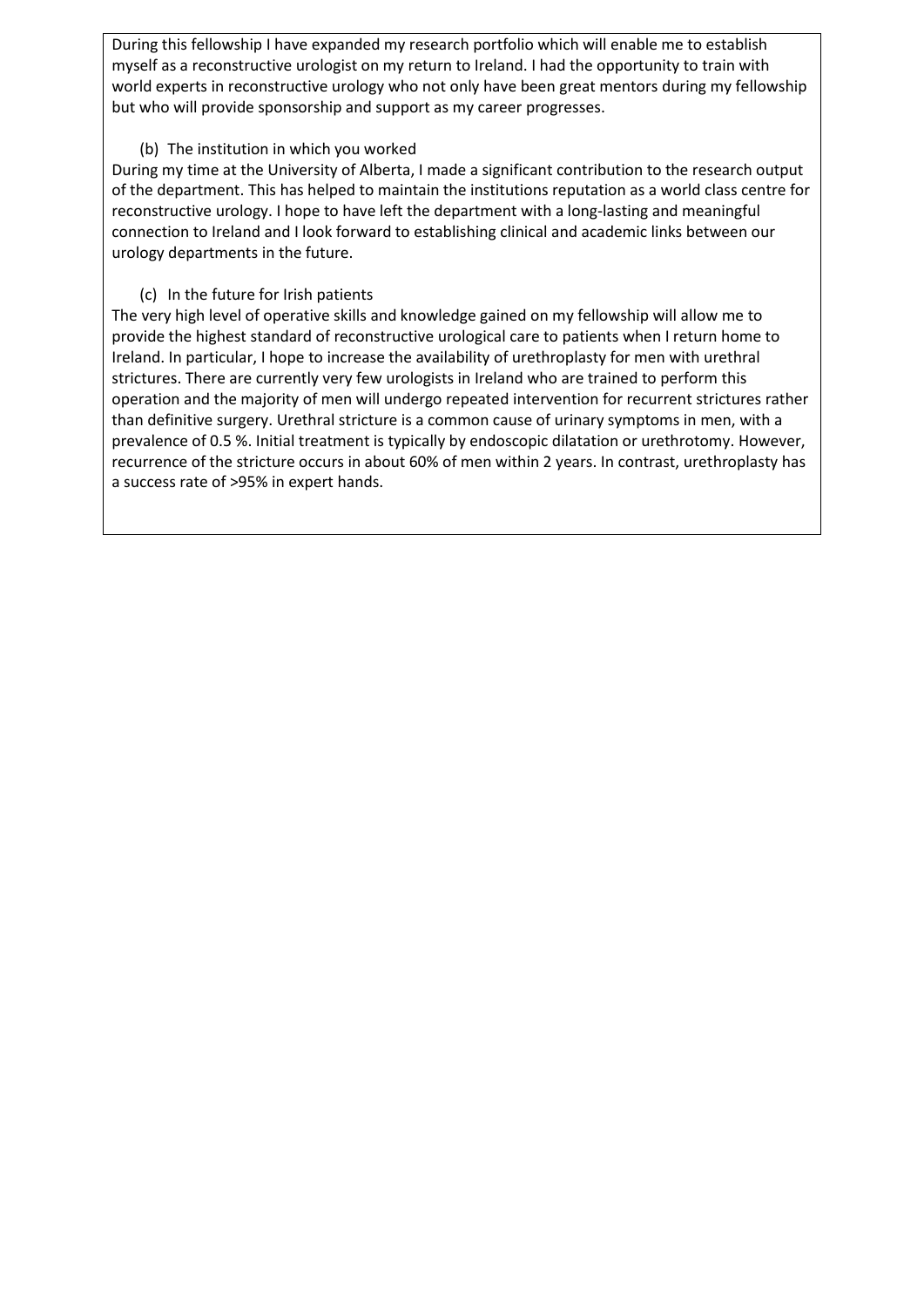During this fellowship I have expanded my research portfolio which will enable me to establish myself as a reconstructive urologist on my return to Ireland. I had the opportunity to train with world experts in reconstructive urology who not only have been great mentors during my fellowship but who will provide sponsorship and support as my career progresses.

(b) The institution in which you worked

During my time at the University of Alberta, I made a significant contribution to the research output of the department. This has helped to maintain the institutions reputation as a world class centre for reconstructive urology. I hope to have left the department with a long-lasting and meaningful connection to Ireland and I look forward to establishing clinical and academic links between our urology departments in the future.

(c) In the future for Irish patients

The very high level of operative skills and knowledge gained on my fellowship will allow me to provide the highest standard of reconstructive urological care to patients when I return home to Ireland. In particular, I hope to increase the availability of urethroplasty for men with urethral strictures. There are currently very few urologists in Ireland who are trained to perform this operation and the majority of men will undergo repeated intervention for recurrent strictures rather than definitive surgery. Urethral stricture is a common cause of urinary symptoms in men, with a prevalence of 0.5 %. Initial treatment is typically by endoscopic dilatation or urethrotomy. However, recurrence of the stricture occurs in about 60% of men within 2 years. In contrast, urethroplasty has a success rate of >95% in expert hands.